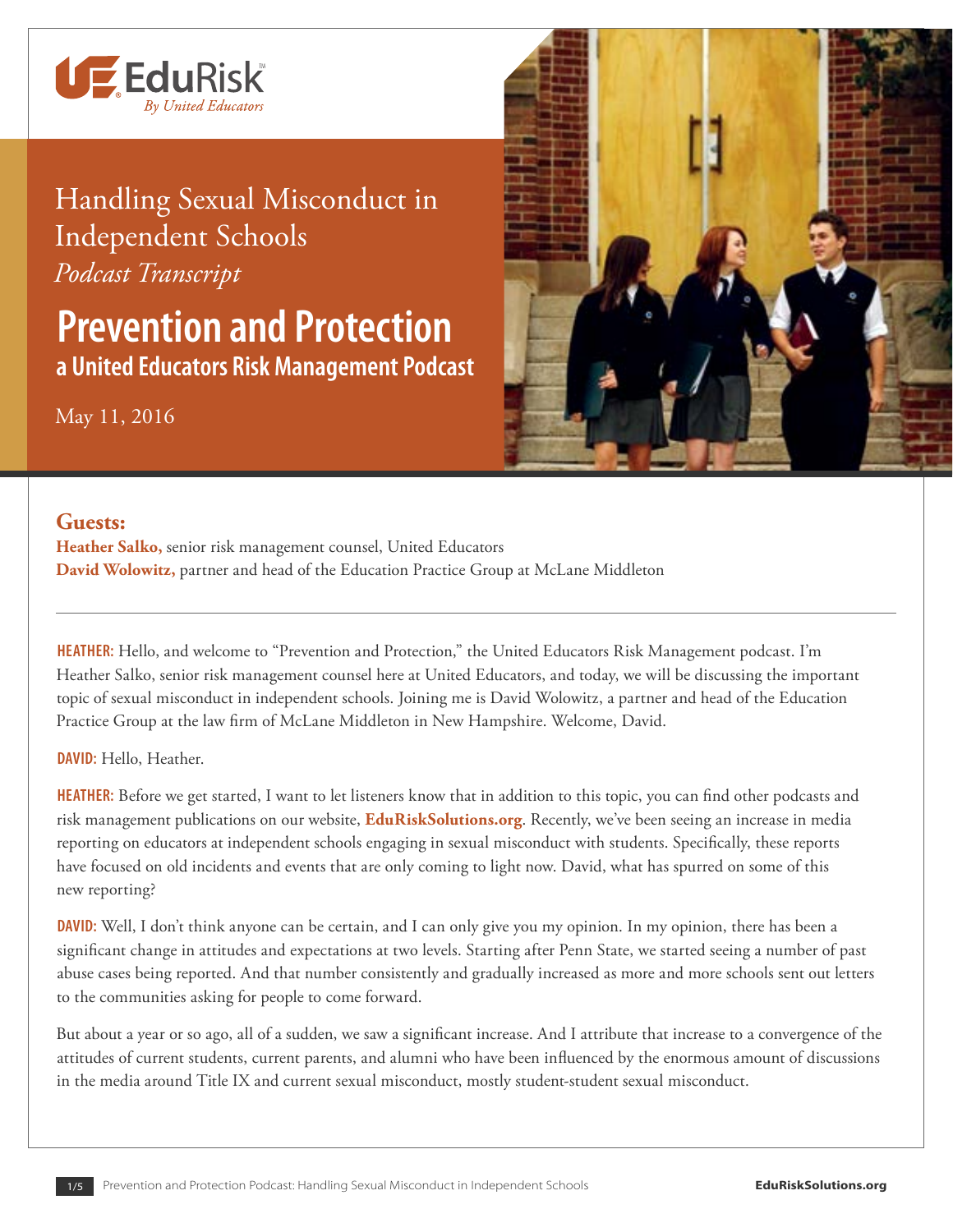EduRisk™
*By United Educators*

# Handling Sexual Misconduct in Independent Schools

*Podcast Transcript*

## Prevention and Protection

### a United Educators Risk Management Podcast

May 11, 2016

**Guests:**

**Heather Salko,** senior risk management counsel, United Educators
**David Wolowitz,** partner and head of the Education Practice Group at McLane Middleton

---

**HEATHER:** Hello, and welcome to "Prevention and Protection," the United Educators Risk Management podcast. I'm Heather Salko, senior risk management counsel here at United Educators, and today, we will be discussing the important topic of sexual misconduct in independent schools. Joining me is David Wolowitz, a partner and head of the Education Practice Group at the law firm of McLane Middleton in New Hampshire. Welcome, David.

**DAVID:** Hello, Heather.

**HEATHER:** Before we get started, I want to let listeners know that in addition to this topic, you can find other podcasts and risk management publications on our website, **EduRiskSolutions.org**. Recently, we've been seeing an increase in media reporting on educators at independent schools engaging in sexual misconduct with students. Specifically, these reports have focused on old incidents and events that are only coming to light now. David, what has spurred on some of this new reporting?

**DAVID:** Well, I don't think anyone can be certain, and I can only give you my opinion. In my opinion, there has been a significant change in attitudes and expectations at two levels. Starting after Penn State, we started seeing a number of past abuse cases being reported. And that number consistently and gradually increased as more and more schools sent out letters to the communities asking for people to come forward.

But about a year or so ago, all of a sudden, we saw a significant increase. And I attribute that increase to a convergence of the attitudes of current students, current parents, and alumni who have been influenced by the enormous amount of discussions in the media around Title IX and current sexual misconduct, mostly student-student sexual misconduct.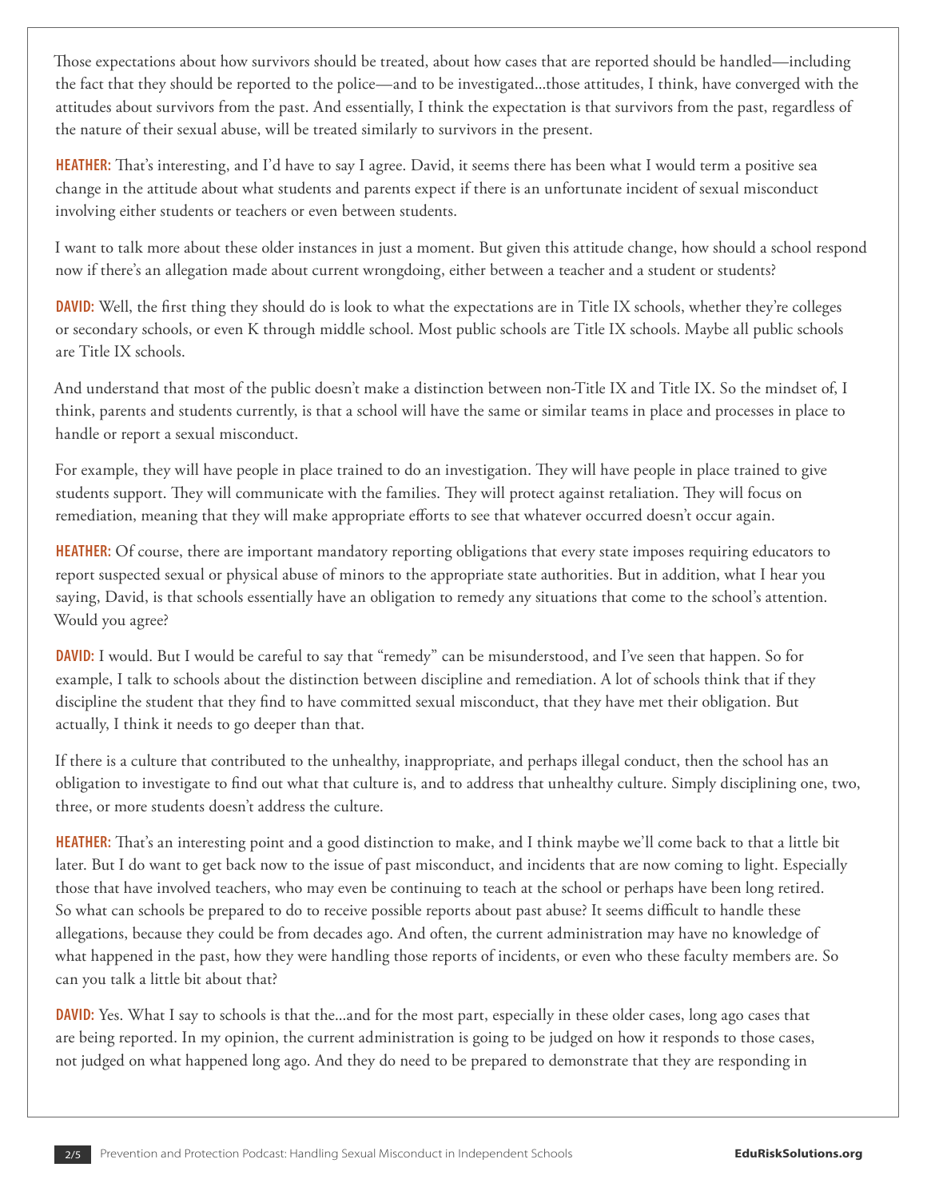Those expectations about how survivors should be treated, about how cases that are reported should be handled—including the fact that they should be reported to the police—and to be investigated...those attitudes, I think, have converged with the attitudes about survivors from the past. And essentially, I think the expectation is that survivors from the past, regardless of the nature of their sexual abuse, will be treated similarly to survivors in the present.

**HEATHER:** That's interesting, and I'd have to say I agree. David, it seems there has been what I would term a positive sea change in the attitude about what students and parents expect if there is an unfortunate incident of sexual misconduct involving either students or teachers or even between students.

I want to talk more about these older instances in just a moment. But given this attitude change, how should a school respond now if there's an allegation made about current wrongdoing, either between a teacher and a student or students?

**DAVID:** Well, the first thing they should do is look to what the expectations are in Title IX schools, whether they're colleges or secondary schools, or even K through middle school. Most public schools are Title IX schools. Maybe all public schools are Title IX schools.

And understand that most of the public doesn't make a distinction between non-Title IX and Title IX. So the mindset of, I think, parents and students currently, is that a school will have the same or similar teams in place and processes in place to handle or report a sexual misconduct.

For example, they will have people in place trained to do an investigation. They will have people in place trained to give students support. They will communicate with the families. They will protect against retaliation. They will focus on remediation, meaning that they will make appropriate efforts to see that whatever occurred doesn't occur again.

**HEATHER:** Of course, there are important mandatory reporting obligations that every state imposes requiring educators to report suspected sexual or physical abuse of minors to the appropriate state authorities. But in addition, what I hear you saying, David, is that schools essentially have an obligation to remedy any situations that come to the school's attention. Would you agree?

**DAVID:** I would. But I would be careful to say that "remedy" can be misunderstood, and I've seen that happen. So for example, I talk to schools about the distinction between discipline and remediation. A lot of schools think that if they discipline the student that they find to have committed sexual misconduct, that they have met their obligation. But actually, I think it needs to go deeper than that.

If there is a culture that contributed to the unhealthy, inappropriate, and perhaps illegal conduct, then the school has an obligation to investigate to find out what that culture is, and to address that unhealthy culture. Simply disciplining one, two, three, or more students doesn't address the culture.

**HEATHER:** That's an interesting point and a good distinction to make, and I think maybe we'll come back to that a little bit later. But I do want to get back now to the issue of past misconduct, and incidents that are now coming to light. Especially those that have involved teachers, who may even be continuing to teach at the school or perhaps have been long retired. So what can schools be prepared to do to receive possible reports about past abuse? It seems difficult to handle these allegations, because they could be from decades ago. And often, the current administration may have no knowledge of what happened in the past, how they were handling those reports of incidents, or even who these faculty members are. So can you talk a little bit about that?

**DAVID:** Yes. What I say to schools is that the...and for the most part, especially in these older cases, long ago cases that are being reported. In my opinion, the current administration is going to be judged on how it responds to those cases, not judged on what happened long ago. And they do need to be prepared to demonstrate that they are responding in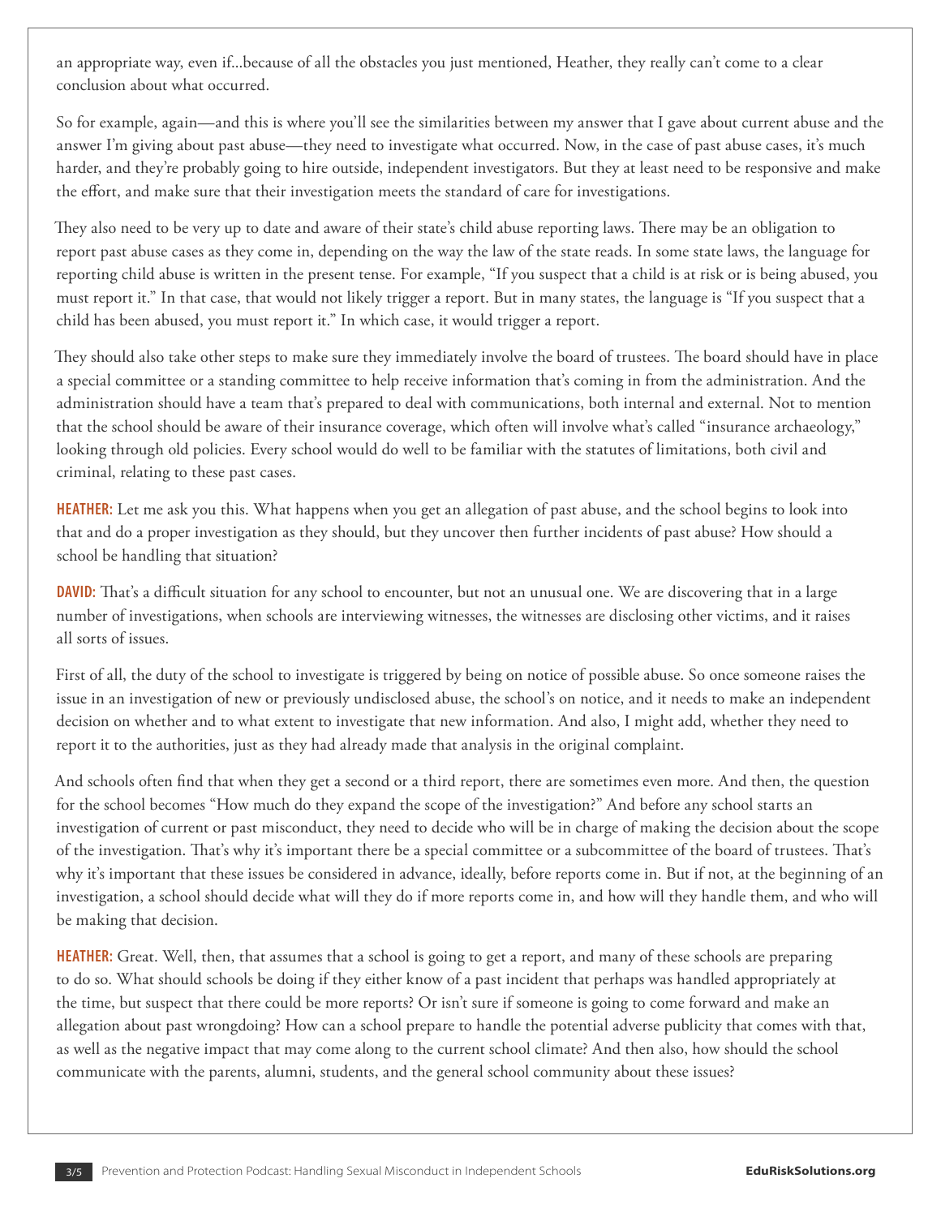an appropriate way, even if...because of all the obstacles you just mentioned, Heather, they really can't come to a clear conclusion about what occurred.

So for example, again—and this is where you'll see the similarities between my answer that I gave about current abuse and the answer I'm giving about past abuse—they need to investigate what occurred. Now, in the case of past abuse cases, it's much harder, and they're probably going to hire outside, independent investigators. But they at least need to be responsive and make the effort, and make sure that their investigation meets the standard of care for investigations.

They also need to be very up to date and aware of their state's child abuse reporting laws. There may be an obligation to report past abuse cases as they come in, depending on the way the law of the state reads. In some state laws, the language for reporting child abuse is written in the present tense. For example, "If you suspect that a child is at risk or is being abused, you must report it." In that case, that would not likely trigger a report. But in many states, the language is "If you suspect that a child has been abused, you must report it." In which case, it would trigger a report.

They should also take other steps to make sure they immediately involve the board of trustees. The board should have in place a special committee or a standing committee to help receive information that's coming in from the administration. And the administration should have a team that's prepared to deal with communications, both internal and external. Not to mention that the school should be aware of their insurance coverage, which often will involve what's called "insurance archaeology," looking through old policies. Every school would do well to be familiar with the statutes of limitations, both civil and criminal, relating to these past cases.

**HEATHER:** Let me ask you this. What happens when you get an allegation of past abuse, and the school begins to look into that and do a proper investigation as they should, but they uncover then further incidents of past abuse? How should a school be handling that situation?

**DAVID:** That's a difficult situation for any school to encounter, but not an unusual one. We are discovering that in a large number of investigations, when schools are interviewing witnesses, the witnesses are disclosing other victims, and it raises all sorts of issues.

First of all, the duty of the school to investigate is triggered by being on notice of possible abuse. So once someone raises the issue in an investigation of new or previously undisclosed abuse, the school's on notice, and it needs to make an independent decision on whether and to what extent to investigate that new information. And also, I might add, whether they need to report it to the authorities, just as they had already made that analysis in the original complaint.

And schools often find that when they get a second or a third report, there are sometimes even more. And then, the question for the school becomes "How much do they expand the scope of the investigation?" And before any school starts an investigation of current or past misconduct, they need to decide who will be in charge of making the decision about the scope of the investigation. That's why it's important there be a special committee or a subcommittee of the board of trustees. That's why it's important that these issues be considered in advance, ideally, before reports come in. But if not, at the beginning of an investigation, a school should decide what will they do if more reports come in, and how will they handle them, and who will be making that decision.

**HEATHER:** Great. Well, then, that assumes that a school is going to get a report, and many of these schools are preparing to do so. What should schools be doing if they either know of a past incident that perhaps was handled appropriately at the time, but suspect that there could be more reports? Or isn't sure if someone is going to come forward and make an allegation about past wrongdoing? How can a school prepare to handle the potential adverse publicity that comes with that, as well as the negative impact that may come along to the current school climate? And then also, how should the school communicate with the parents, alumni, students, and the general school community about these issues?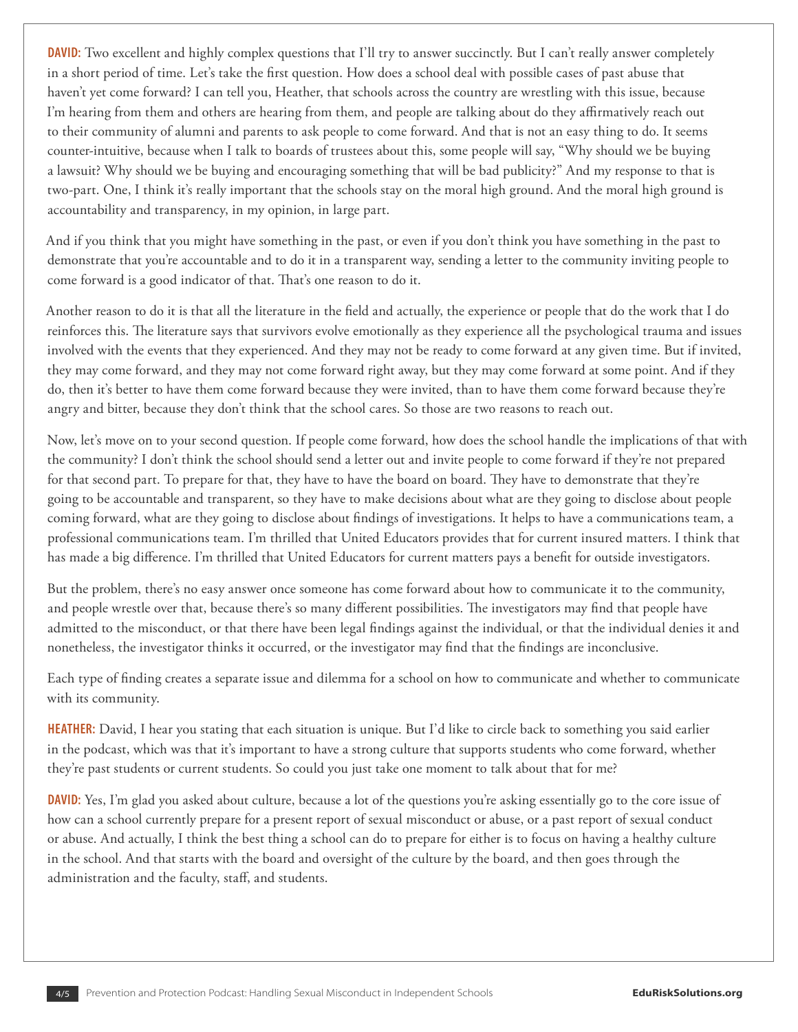**DAVID:** Two excellent and highly complex questions that I'll try to answer succinctly. But I can't really answer completely in a short period of time. Let's take the first question. How does a school deal with possible cases of past abuse that haven't yet come forward? I can tell you, Heather, that schools across the country are wrestling with this issue, because I'm hearing from them and others are hearing from them, and people are talking about do they affirmatively reach out to their community of alumni and parents to ask people to come forward. And that is not an easy thing to do. It seems counter-intuitive, because when I talk to boards of trustees about this, some people will say, "Why should we be buying a lawsuit? Why should we be buying and encouraging something that will be bad publicity?" And my response to that is two-part. One, I think it's really important that the schools stay on the moral high ground. And the moral high ground is accountability and transparency, in my opinion, in large part.

And if you think that you might have something in the past, or even if you don't think you have something in the past to demonstrate that you're accountable and to do it in a transparent way, sending a letter to the community inviting people to come forward is a good indicator of that. That's one reason to do it.

Another reason to do it is that all the literature in the field and actually, the experience or people that do the work that I do reinforces this. The literature says that survivors evolve emotionally as they experience all the psychological trauma and issues involved with the events that they experienced. And they may not be ready to come forward at any given time. But if invited, they may come forward, and they may not come forward right away, but they may come forward at some point. And if they do, then it's better to have them come forward because they were invited, than to have them come forward because they're angry and bitter, because they don't think that the school cares. So those are two reasons to reach out.

Now, let's move on to your second question. If people come forward, how does the school handle the implications of that with the community? I don't think the school should send a letter out and invite people to come forward if they're not prepared for that second part. To prepare for that, they have to have the board on board. They have to demonstrate that they're going to be accountable and transparent, so they have to make decisions about what are they going to disclose about people coming forward, what are they going to disclose about findings of investigations. It helps to have a communications team, a professional communications team. I'm thrilled that United Educators provides that for current insured matters. I think that has made a big difference. I'm thrilled that United Educators for current matters pays a benefit for outside investigators.

But the problem, there's no easy answer once someone has come forward about how to communicate it to the community, and people wrestle over that, because there's so many different possibilities. The investigators may find that people have admitted to the misconduct, or that there have been legal findings against the individual, or that the individual denies it and nonetheless, the investigator thinks it occurred, or the investigator may find that the findings are inconclusive.

Each type of finding creates a separate issue and dilemma for a school on how to communicate and whether to communicate with its community.

**HEATHER:** David, I hear you stating that each situation is unique. But I'd like to circle back to something you said earlier in the podcast, which was that it's important to have a strong culture that supports students who come forward, whether they're past students or current students. So could you just take one moment to talk about that for me?

**DAVID:** Yes, I'm glad you asked about culture, because a lot of the questions you're asking essentially go to the core issue of how can a school currently prepare for a present report of sexual misconduct or abuse, or a past report of sexual conduct or abuse. And actually, I think the best thing a school can do to prepare for either is to focus on having a healthy culture in the school. And that starts with the board and oversight of the culture by the board, and then goes through the administration and the faculty, staff, and students.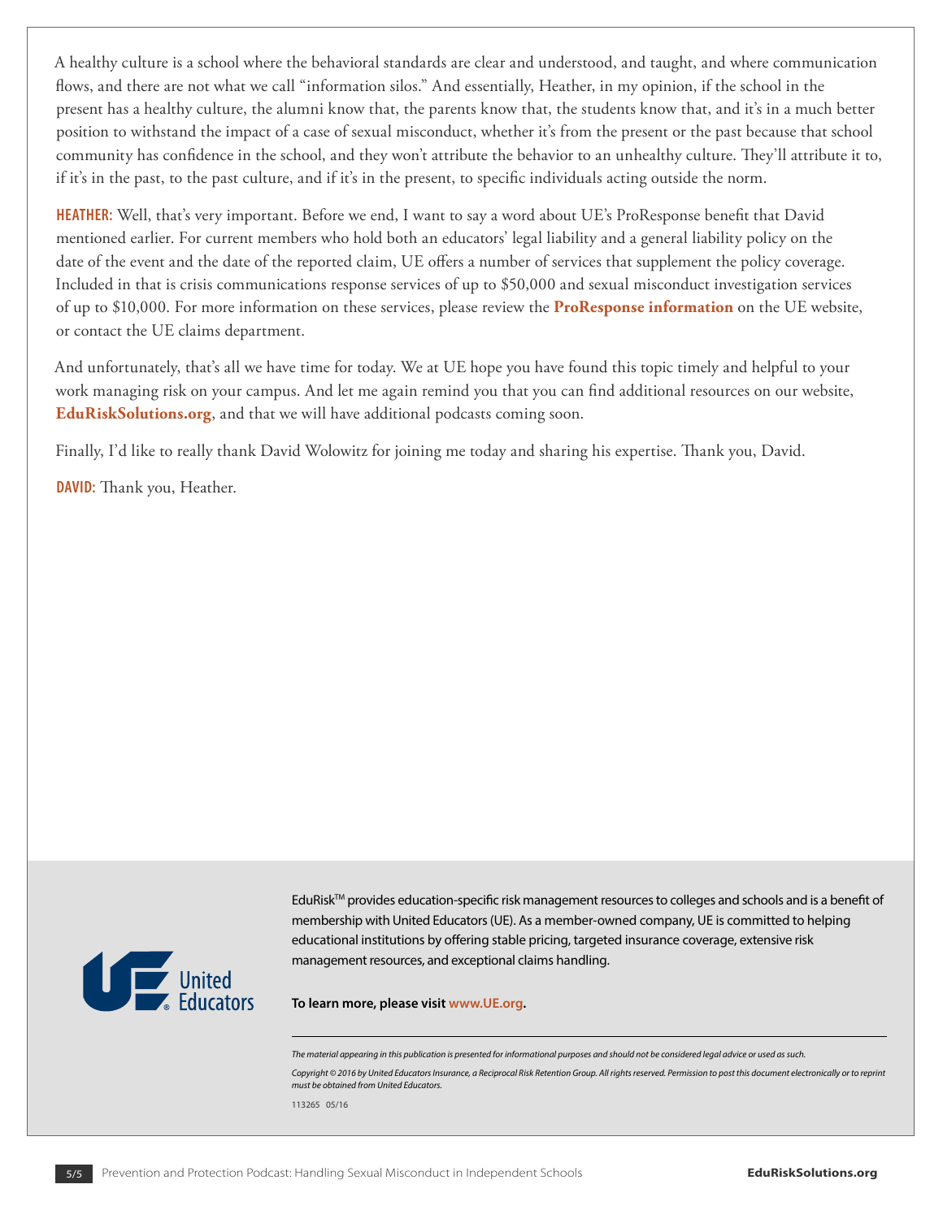A healthy culture is a school where the behavioral standards are clear and understood, and taught, and where communication flows, and there are not what we call "information silos." And essentially, Heather, in my opinion, if the school in the present has a healthy culture, the alumni know that, the parents know that, the students know that, and it's in a much better position to withstand the impact of a case of sexual misconduct, whether it's from the present or the past because that school community has confidence in the school, and they won't attribute the behavior to an unhealthy culture. They'll attribute it to, if it's in the past, to the past culture, and if it's in the present, to specific individuals acting outside the norm.

**HEATHER:** Well, that's very important. Before we end, I want to say a word about UE's ProResponse benefit that David mentioned earlier. For current members who hold both an educators' legal liability and a general liability policy on the date of the event and the date of the reported claim, UE offers a number of services that supplement the policy coverage. Included in that is crisis communications response services of up to $50,000 and sexual misconduct investigation services of up to $10,000. For more information on these services, please review the **ProResponse information** on the UE website, or contact the UE claims department.

And unfortunately, that's all we have time for today. We at UE hope you have found this topic timely and helpful to your work managing risk on your campus. And let me again remind you that you can find additional resources on our website, **EduRiskSolutions.org**, and that we will have additional podcasts coming soon.

Finally, I'd like to really thank David Wolowitz for joining me today and sharing his expertise. Thank you, David.

**DAVID:** Thank you, Heather.

United Educators

EduRisk™ provides education-specific risk management resources to colleges and schools and is a benefit of membership with United Educators (UE). As a member-owned company, UE is committed to helping educational institutions by offering stable pricing, targeted insurance coverage, extensive risk management resources, and exceptional claims handling.

**To learn more, please visit www.UE.org.**

*The material appearing in this publication is presented for informational purposes and should not be considered legal advice or used as such.*

*Copyright © 2016 by United Educators Insurance, a Reciprocal Risk Retention Group. All rights reserved. Permission to post this document electronically or to reprint must be obtained from United Educators.*

113265 05/16